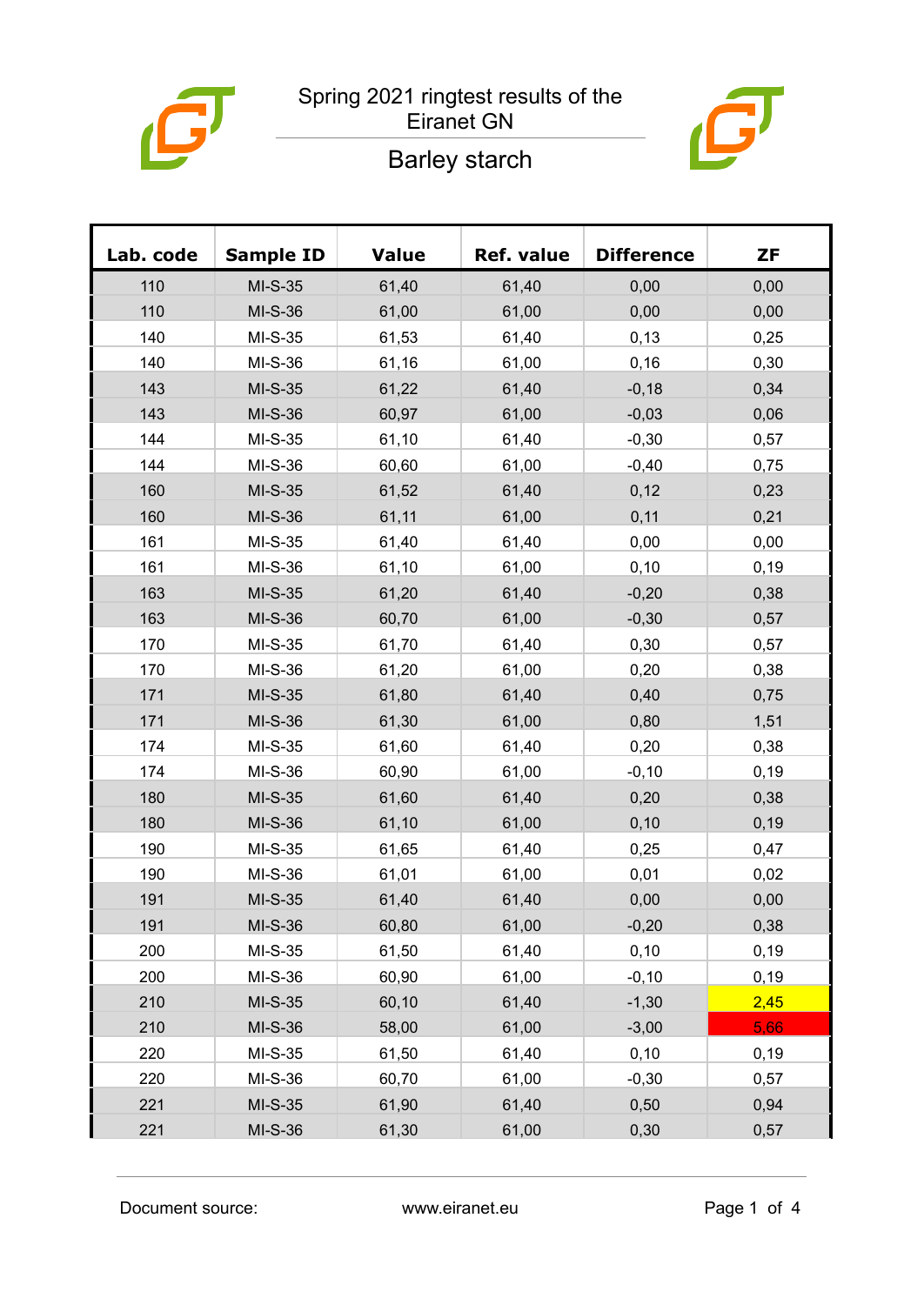# Spring 2021 ringtest results of the Eiranet GN

## Barley starch

| Lab. code | Sample ID | Value | Ref. value | Difference | ZF |
|---|---|---|---|---|---|
| 110 | MI-S-35 | 61,40 | 61,40 | 0,00 | 0,00 |
| 110 | MI-S-36 | 61,00 | 61,00 | 0,00 | 0,00 |
| 140 | MI-S-35 | 61,53 | 61,40 | 0,13 | 0,25 |
| 140 | MI-S-36 | 61,16 | 61,00 | 0,16 | 0,30 |
| 143 | MI-S-35 | 61,22 | 61,40 | -0,18 | 0,34 |
| 143 | MI-S-36 | 60,97 | 61,00 | -0,03 | 0,06 |
| 144 | MI-S-35 | 61,10 | 61,40 | -0,30 | 0,57 |
| 144 | MI-S-36 | 60,60 | 61,00 | -0,40 | 0,75 |
| 160 | MI-S-35 | 61,52 | 61,40 | 0,12 | 0,23 |
| 160 | MI-S-36 | 61,11 | 61,00 | 0,11 | 0,21 |
| 161 | MI-S-35 | 61,40 | 61,40 | 0,00 | 0,00 |
| 161 | MI-S-36 | 61,10 | 61,00 | 0,10 | 0,19 |
| 163 | MI-S-35 | 61,20 | 61,40 | -0,20 | 0,38 |
| 163 | MI-S-36 | 60,70 | 61,00 | -0,30 | 0,57 |
| 170 | MI-S-35 | 61,70 | 61,40 | 0,30 | 0,57 |
| 170 | MI-S-36 | 61,20 | 61,00 | 0,20 | 0,38 |
| 171 | MI-S-35 | 61,80 | 61,40 | 0,40 | 0,75 |
| 171 | MI-S-36 | 61,30 | 61,00 | 0,80 | 1,51 |
| 174 | MI-S-35 | 61,60 | 61,40 | 0,20 | 0,38 |
| 174 | MI-S-36 | 60,90 | 61,00 | -0,10 | 0,19 |
| 180 | MI-S-35 | 61,60 | 61,40 | 0,20 | 0,38 |
| 180 | MI-S-36 | 61,10 | 61,00 | 0,10 | 0,19 |
| 190 | MI-S-35 | 61,65 | 61,40 | 0,25 | 0,47 |
| 190 | MI-S-36 | 61,01 | 61,00 | 0,01 | 0,02 |
| 191 | MI-S-35 | 61,40 | 61,40 | 0,00 | 0,00 |
| 191 | MI-S-36 | 60,80 | 61,00 | -0,20 | 0,38 |
| 200 | MI-S-35 | 61,50 | 61,40 | 0,10 | 0,19 |
| 200 | MI-S-36 | 60,90 | 61,00 | -0,10 | 0,19 |
| 210 | MI-S-35 | 60,10 | 61,40 | -1,30 | 2,45 |
| 210 | MI-S-36 | 58,00 | 61,00 | -3,00 | 5,66 |
| 220 | MI-S-35 | 61,50 | 61,40 | 0,10 | 0,19 |
| 220 | MI-S-36 | 60,70 | 61,00 | -0,30 | 0,57 |
| 221 | MI-S-35 | 61,90 | 61,40 | 0,50 | 0,94 |
| 221 | MI-S-36 | 61,30 | 61,00 | 0,30 | 0,57 |

Document source: www.eiranet.eu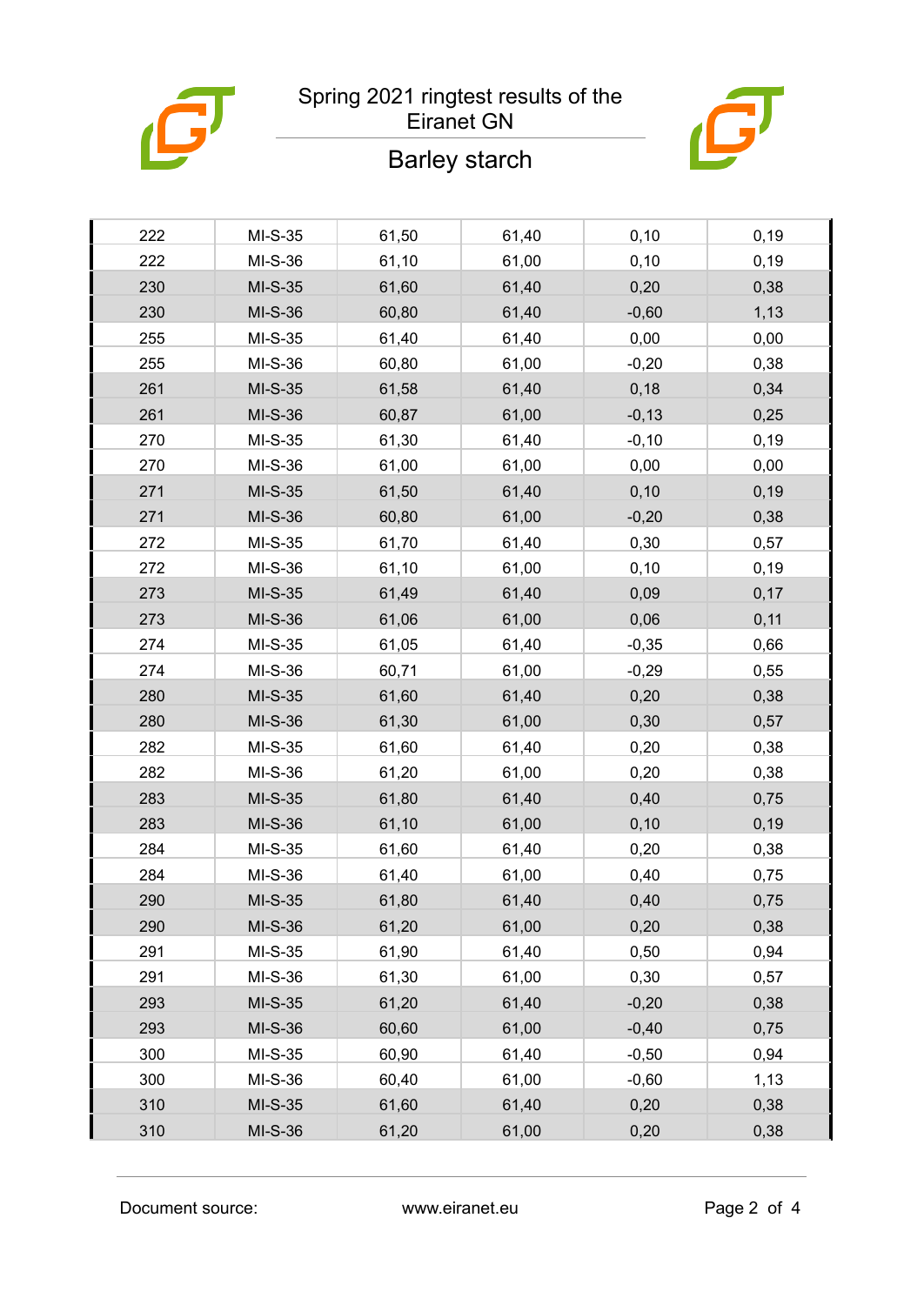| | | | | | |
|---|---|---|---|---|---|
| 222 | MI-S-35 | 61,50 | 61,40 | 0,10 | 0,19 |
| 222 | MI-S-36 | 61,10 | 61,00 | 0,10 | 0,19 |
| 230 | MI-S-35 | 61,60 | 61,40 | 0,20 | 0,38 |
| 230 | MI-S-36 | 60,80 | 61,40 | -0,60 | 1,13 |
| 255 | MI-S-35 | 61,40 | 61,40 | 0,00 | 0,00 |
| 255 | MI-S-36 | 60,80 | 61,00 | -0,20 | 0,38 |
| 261 | MI-S-35 | 61,58 | 61,40 | 0,18 | 0,34 |
| 261 | MI-S-36 | 60,87 | 61,00 | -0,13 | 0,25 |
| 270 | MI-S-35 | 61,30 | 61,40 | -0,10 | 0,19 |
| 270 | MI-S-36 | 61,00 | 61,00 | 0,00 | 0,00 |
| 271 | MI-S-35 | 61,50 | 61,40 | 0,10 | 0,19 |
| 271 | MI-S-36 | 60,80 | 61,00 | -0,20 | 0,38 |
| 272 | MI-S-35 | 61,70 | 61,40 | 0,30 | 0,57 |
| 272 | MI-S-36 | 61,10 | 61,00 | 0,10 | 0,19 |
| 273 | MI-S-35 | 61,49 | 61,40 | 0,09 | 0,17 |
| 273 | MI-S-36 | 61,06 | 61,00 | 0,06 | 0,11 |
| 274 | MI-S-35 | 61,05 | 61,40 | -0,35 | 0,66 |
| 274 | MI-S-36 | 60,71 | 61,00 | -0,29 | 0,55 |
| 280 | MI-S-35 | 61,60 | 61,40 | 0,20 | 0,38 |
| 280 | MI-S-36 | 61,30 | 61,00 | 0,30 | 0,57 |
| 282 | MI-S-35 | 61,60 | 61,40 | 0,20 | 0,38 |
| 282 | MI-S-36 | 61,20 | 61,00 | 0,20 | 0,38 |
| 283 | MI-S-35 | 61,80 | 61,40 | 0,40 | 0,75 |
| 283 | MI-S-36 | 61,10 | 61,00 | 0,10 | 0,19 |
| 284 | MI-S-35 | 61,60 | 61,40 | 0,20 | 0,38 |
| 284 | MI-S-36 | 61,40 | 61,00 | 0,40 | 0,75 |
| 290 | MI-S-35 | 61,80 | 61,40 | 0,40 | 0,75 |
| 290 | MI-S-36 | 61,20 | 61,00 | 0,20 | 0,38 |
| 291 | MI-S-35 | 61,90 | 61,40 | 0,50 | 0,94 |
| 291 | MI-S-36 | 61,30 | 61,00 | 0,30 | 0,57 |
| 293 | MI-S-35 | 61,20 | 61,40 | -0,20 | 0,38 |
| 293 | MI-S-36 | 60,60 | 61,00 | -0,40 | 0,75 |
| 300 | MI-S-35 | 60,90 | 61,40 | -0,50 | 0,94 |
| 300 | MI-S-36 | 60,40 | 61,00 | -0,60 | 1,13 |
| 310 | MI-S-35 | 61,60 | 61,40 | 0,20 | 0,38 |
| 310 | MI-S-36 | 61,20 | 61,00 | 0,20 | 0,38 |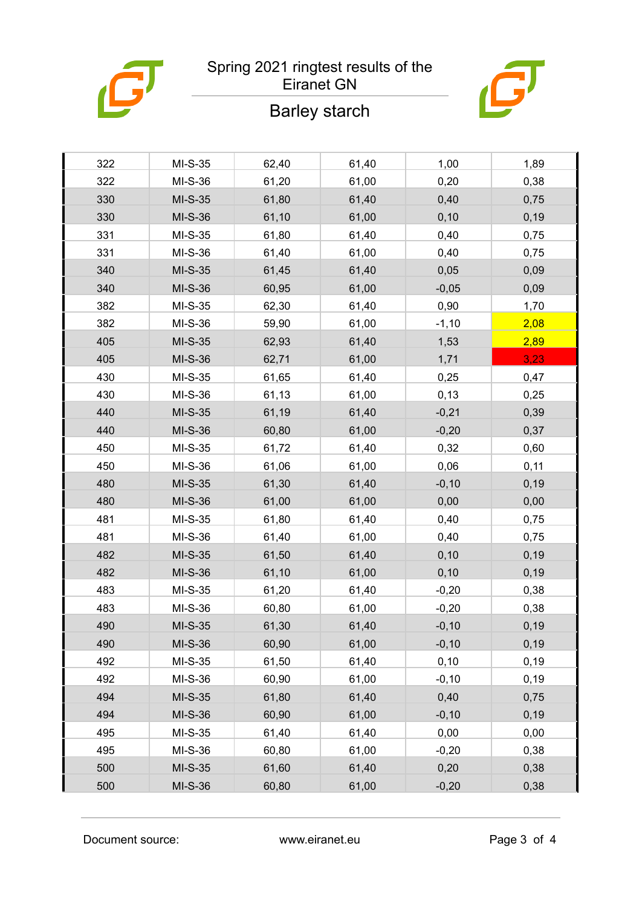Spring 2021 ringtest results of the Eiranet GN

## Barley starch

| | | | | | |
|---|---|---|---|---|---|
| 322 | MI-S-35 | 62,40 | 61,40 | 1,00 | 1,89 |
| 322 | MI-S-36 | 61,20 | 61,00 | 0,20 | 0,38 |
| 330 | MI-S-35 | 61,80 | 61,40 | 0,40 | 0,75 |
| 330 | MI-S-36 | 61,10 | 61,00 | 0,10 | 0,19 |
| 331 | MI-S-35 | 61,80 | 61,40 | 0,40 | 0,75 |
| 331 | MI-S-36 | 61,40 | 61,00 | 0,40 | 0,75 |
| 340 | MI-S-35 | 61,45 | 61,40 | 0,05 | 0,09 |
| 340 | MI-S-36 | 60,95 | 61,00 | -0,05 | 0,09 |
| 382 | MI-S-35 | 62,30 | 61,40 | 0,90 | 1,70 |
| 382 | MI-S-36 | 59,90 | 61,00 | -1,10 | 2,08 |
| 405 | MI-S-35 | 62,93 | 61,40 | 1,53 | 2,89 |
| 405 | MI-S-36 | 62,71 | 61,00 | 1,71 | 3,23 |
| 430 | MI-S-35 | 61,65 | 61,40 | 0,25 | 0,47 |
| 430 | MI-S-36 | 61,13 | 61,00 | 0,13 | 0,25 |
| 440 | MI-S-35 | 61,19 | 61,40 | -0,21 | 0,39 |
| 440 | MI-S-36 | 60,80 | 61,00 | -0,20 | 0,37 |
| 450 | MI-S-35 | 61,72 | 61,40 | 0,32 | 0,60 |
| 450 | MI-S-36 | 61,06 | 61,00 | 0,06 | 0,11 |
| 480 | MI-S-35 | 61,30 | 61,40 | -0,10 | 0,19 |
| 480 | MI-S-36 | 61,00 | 61,00 | 0,00 | 0,00 |
| 481 | MI-S-35 | 61,80 | 61,40 | 0,40 | 0,75 |
| 481 | MI-S-36 | 61,40 | 61,00 | 0,40 | 0,75 |
| 482 | MI-S-35 | 61,50 | 61,40 | 0,10 | 0,19 |
| 482 | MI-S-36 | 61,10 | 61,00 | 0,10 | 0,19 |
| 483 | MI-S-35 | 61,20 | 61,40 | -0,20 | 0,38 |
| 483 | MI-S-36 | 60,80 | 61,00 | -0,20 | 0,38 |
| 490 | MI-S-35 | 61,30 | 61,40 | -0,10 | 0,19 |
| 490 | MI-S-36 | 60,90 | 61,00 | -0,10 | 0,19 |
| 492 | MI-S-35 | 61,50 | 61,40 | 0,10 | 0,19 |
| 492 | MI-S-36 | 60,90 | 61,00 | -0,10 | 0,19 |
| 494 | MI-S-35 | 61,80 | 61,40 | 0,40 | 0,75 |
| 494 | MI-S-36 | 60,90 | 61,00 | -0,10 | 0,19 |
| 495 | MI-S-35 | 61,40 | 61,40 | 0,00 | 0,00 |
| 495 | MI-S-36 | 60,80 | 61,00 | -0,20 | 0,38 |
| 500 | MI-S-35 | 61,60 | 61,40 | 0,20 | 0,38 |
| 500 | MI-S-36 | 60,80 | 61,00 | -0,20 | 0,38 |

Document source: www.eiranet.eu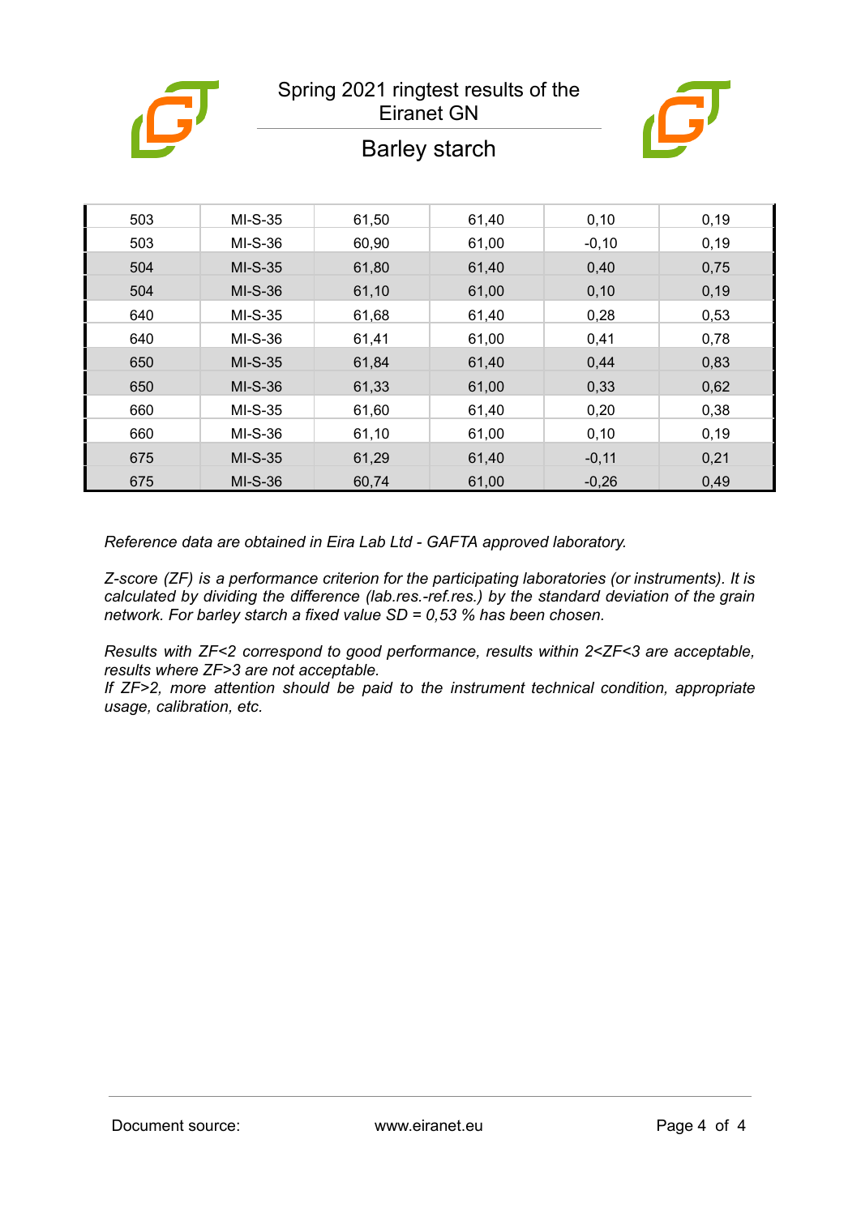# Spring 2021 ringtest results of the Eiranet GN

## Barley starch

| | | | | | |
|---|---|---|---|---|---|
| 503 | MI-S-35 | 61,50 | 61,40 | 0,10 | 0,19 |
| 503 | MI-S-36 | 60,90 | 61,00 | -0,10 | 0,19 |
| 504 | MI-S-35 | 61,80 | 61,40 | 0,40 | 0,75 |
| 504 | MI-S-36 | 61,10 | 61,00 | 0,10 | 0,19 |
| 640 | MI-S-35 | 61,68 | 61,40 | 0,28 | 0,53 |
| 640 | MI-S-36 | 61,41 | 61,00 | 0,41 | 0,78 |
| 650 | MI-S-35 | 61,84 | 61,40 | 0,44 | 0,83 |
| 650 | MI-S-36 | 61,33 | 61,00 | 0,33 | 0,62 |
| 660 | MI-S-35 | 61,60 | 61,40 | 0,20 | 0,38 |
| 660 | MI-S-36 | 61,10 | 61,00 | 0,10 | 0,19 |
| 675 | MI-S-35 | 61,29 | 61,40 | -0,11 | 0,21 |
| 675 | MI-S-36 | 60,74 | 61,00 | -0,26 | 0,49 |

*Reference data are obtained in Eira Lab Ltd - GAFTA approved laboratory.*

*Z-score (ZF) is a performance criterion for the participating laboratories (or instruments). It is calculated by dividing the difference (lab.res.-ref.res.) by the standard deviation of the grain network. For barley starch a fixed value SD = 0,53 % has been chosen.*

*Results with ZF<2 correspond to good performance, results within 2<ZF<3 are acceptable, results where ZF>3 are not acceptable.*
*If ZF>2, more attention should be paid to the instrument technical condition, appropriate usage, calibration, etc.*

Document source: www.eiranet.eu